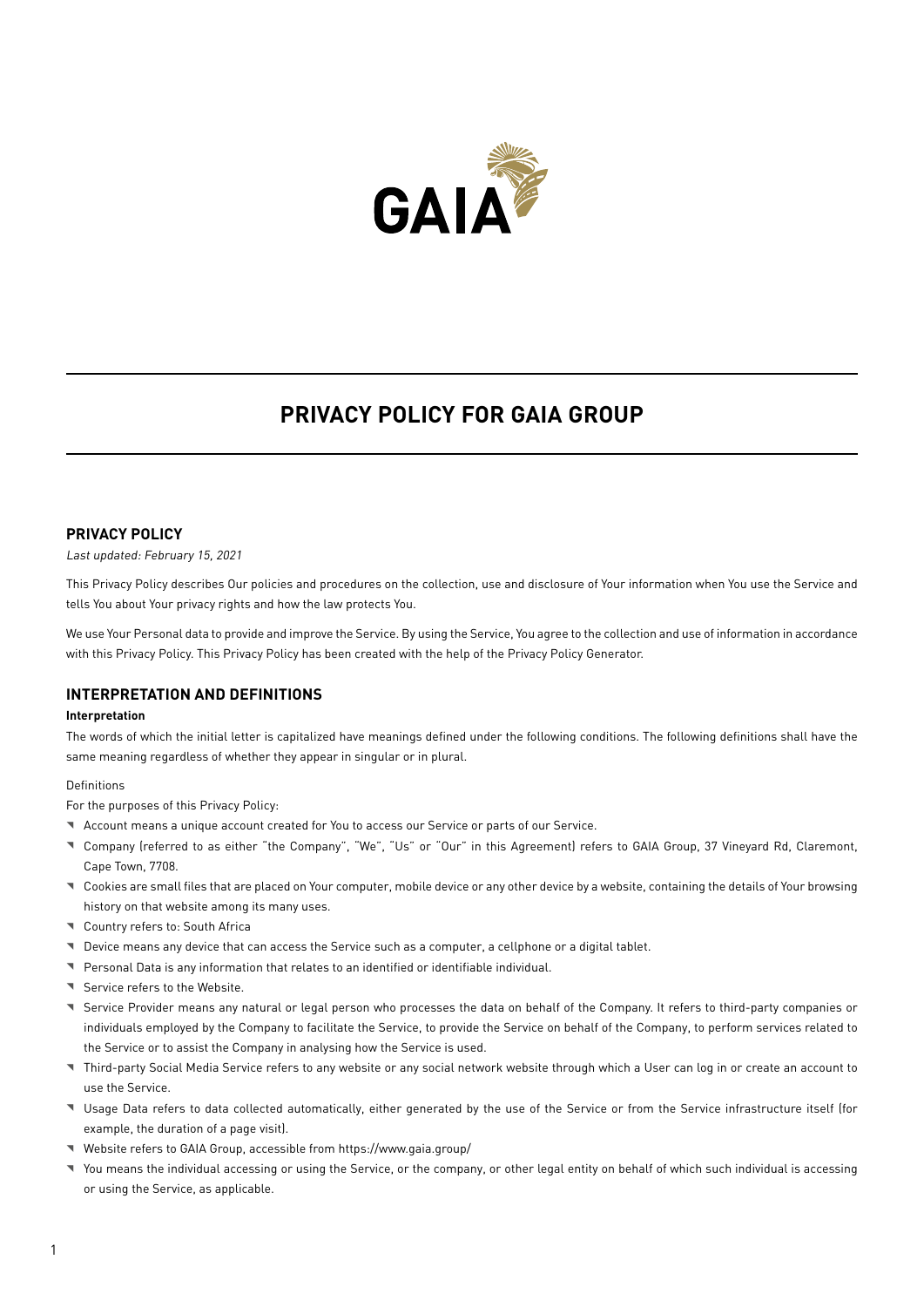# PRIVACY POLICY FOR GAIA GROUP

## PRIVACY POLICY

*Last updated: February 15, 2021*

This Privacy Policy describes Our policies and procedures on the collection, use and disclosure of Your information when You use the Service and tells You about Your privacy rights and how the law protects You.

We use Your Personal data to provide and improve the Service. By using the Service, You agree to the collection and use of information in accordance with this Privacy Policy. This Privacy Policy has been created with the help of the Privacy Policy Generator.

## INTERPRETATION AND DEFINITIONS

### Interpretation

The words of which the initial letter is capitalized have meanings defined under the following conditions. The following definitions shall have the same meaning regardless of whether they appear in singular or in plural.

Definitions

For the purposes of this Privacy Policy:

- Account means a unique account created for You to access our Service or parts of our Service.
- Company (referred to as either "the Company", "We", "Us" or "Our" in this Agreement) refers to GAIA Group, 37 Vineyard Rd, Claremont, Cape Town, 7708.
- Cookies are small files that are placed on Your computer, mobile device or any other device by a website, containing the details of Your browsing history on that website among its many uses.
- Country refers to: South Africa
- Device means any device that can access the Service such as a computer, a cellphone or a digital tablet.
- Personal Data is any information that relates to an identified or identifiable individual.
- Service refers to the Website.
- Service Provider means any natural or legal person who processes the data on behalf of the Company. It refers to third-party companies or individuals employed by the Company to facilitate the Service, to provide the Service on behalf of the Company, to perform services related to the Service or to assist the Company in analysing how the Service is used.
- Third-party Social Media Service refers to any website or any social network website through which a User can log in or create an account to use the Service.
- Usage Data refers to data collected automatically, either generated by the use of the Service or from the Service infrastructure itself (for example, the duration of a page visit).
- Website refers to GAIA Group, accessible from https://www.gaia.group/
- You means the individual accessing or using the Service, or the company, or other legal entity on behalf of which such individual is accessing or using the Service, as applicable.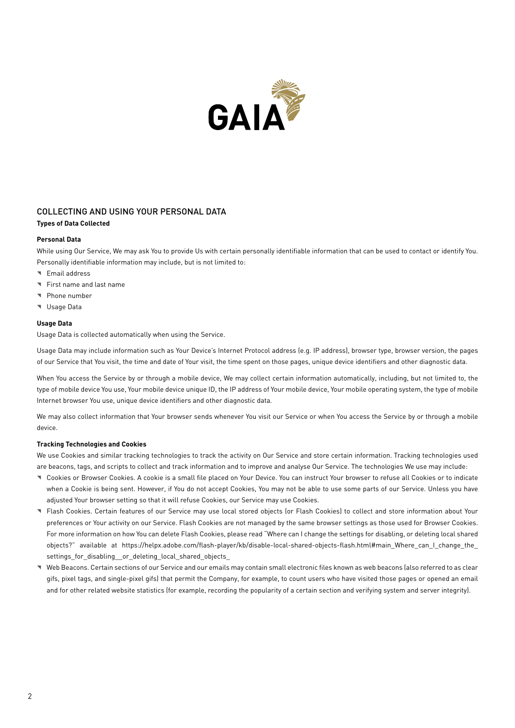## COLLECTING AND USING YOUR PERSONAL DATA

**Types of Data Collected**

**Personal Data**

While using Our Service, We may ask You to provide Us with certain personally identifiable information that can be used to contact or identify You. Personally identifiable information may include, but is not limited to:

- Email address
- First name and last name
- Phone number
- Usage Data

**Usage Data**

Usage Data is collected automatically when using the Service.

Usage Data may include information such as Your Device's Internet Protocol address (e.g. IP address), browser type, browser version, the pages of our Service that You visit, the time and date of Your visit, the time spent on those pages, unique device identifiers and other diagnostic data.

When You access the Service by or through a mobile device, We may collect certain information automatically, including, but not limited to, the type of mobile device You use, Your mobile device unique ID, the IP address of Your mobile device, Your mobile operating system, the type of mobile Internet browser You use, unique device identifiers and other diagnostic data.

We may also collect information that Your browser sends whenever You visit our Service or when You access the Service by or through a mobile device.

**Tracking Technologies and Cookies**

We use Cookies and similar tracking technologies to track the activity on Our Service and store certain information. Tracking technologies used are beacons, tags, and scripts to collect and track information and to improve and analyse Our Service. The technologies We use may include:

- Cookies or Browser Cookies. A cookie is a small file placed on Your Device. You can instruct Your browser to refuse all Cookies or to indicate when a Cookie is being sent. However, if You do not accept Cookies, You may not be able to use some parts of our Service. Unless you have adjusted Your browser setting so that it will refuse Cookies, our Service may use Cookies.
- Flash Cookies. Certain features of our Service may use local stored objects (or Flash Cookies) to collect and store information about Your preferences or Your activity on our Service. Flash Cookies are not managed by the same browser settings as those used for Browser Cookies. For more information on how You can delete Flash Cookies, please read "Where can I change the settings for disabling, or deleting local shared objects?" available at https://helpx.adobe.com/flash-player/kb/disable-local-shared-objects-flash.html#main_Where_can_I_change_the_settings_for_disabling__or_deleting_local_shared_objects_
- Web Beacons. Certain sections of our Service and our emails may contain small electronic files known as web beacons (also referred to as clear gifs, pixel tags, and single-pixel gifs) that permit the Company, for example, to count users who have visited those pages or opened an email and for other related website statistics (for example, recording the popularity of a certain section and verifying system and server integrity).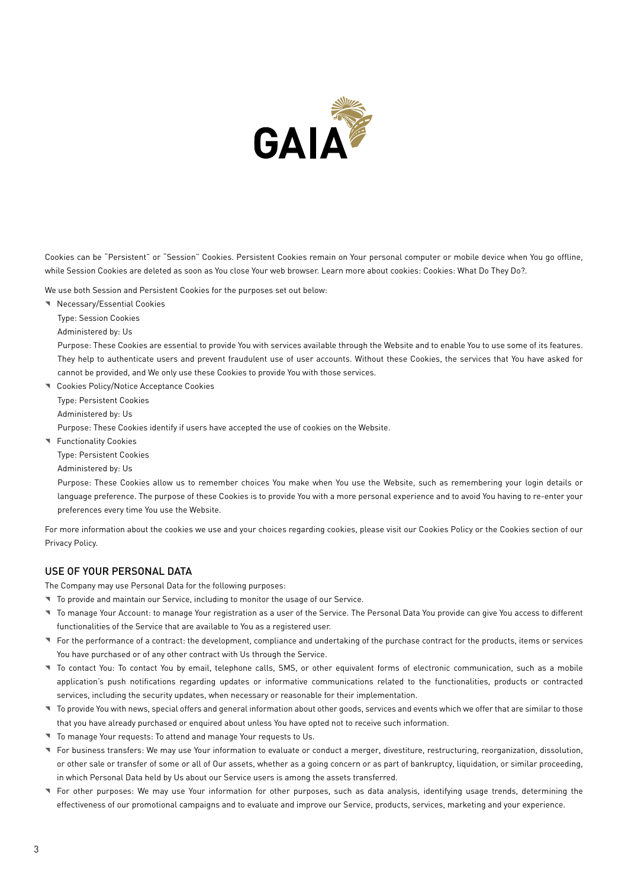Cookies can be "Persistent" or "Session" Cookies. Persistent Cookies remain on Your personal computer or mobile device when You go offline, while Session Cookies are deleted as soon as You close Your web browser. Learn more about cookies: Cookies: What Do They Do?.

We use both Session and Persistent Cookies for the purposes set out below:

- Necessary/Essential Cookies

  Type: Session Cookies

  Administered by: Us

  Purpose: These Cookies are essential to provide You with services available through the Website and to enable You to use some of its features. They help to authenticate users and prevent fraudulent use of user accounts. Without these Cookies, the services that You have asked for cannot be provided, and We only use these Cookies to provide You with those services.

- Cookies Policy/Notice Acceptance Cookies

  Type: Persistent Cookies

  Administered by: Us

  Purpose: These Cookies identify if users have accepted the use of cookies on the Website.

- Functionality Cookies

  Type: Persistent Cookies

  Administered by: Us

  Purpose: These Cookies allow us to remember choices You make when You use the Website, such as remembering your login details or language preference. The purpose of these Cookies is to provide You with a more personal experience and to avoid You having to re-enter your preferences every time You use the Website.

For more information about the cookies we use and your choices regarding cookies, please visit our Cookies Policy or the Cookies section of our Privacy Policy.

## USE OF YOUR PERSONAL DATA

The Company may use Personal Data for the following purposes:

- To provide and maintain our Service, including to monitor the usage of our Service.
- To manage Your Account: to manage Your registration as a user of the Service. The Personal Data You provide can give You access to different functionalities of the Service that are available to You as a registered user.
- For the performance of a contract: the development, compliance and undertaking of the purchase contract for the products, items or services You have purchased or of any other contract with Us through the Service.
- To contact You: To contact You by email, telephone calls, SMS, or other equivalent forms of electronic communication, such as a mobile application's push notifications regarding updates or informative communications related to the functionalities, products or contracted services, including the security updates, when necessary or reasonable for their implementation.
- To provide You with news, special offers and general information about other goods, services and events which we offer that are similar to those that you have already purchased or enquired about unless You have opted not to receive such information.
- To manage Your requests: To attend and manage Your requests to Us.
- For business transfers: We may use Your information to evaluate or conduct a merger, divestiture, restructuring, reorganization, dissolution, or other sale or transfer of some or all of Our assets, whether as a going concern or as part of bankruptcy, liquidation, or similar proceeding, in which Personal Data held by Us about our Service users is among the assets transferred.
- For other purposes: We may use Your information for other purposes, such as data analysis, identifying usage trends, determining the effectiveness of our promotional campaigns and to evaluate and improve our Service, products, services, marketing and your experience.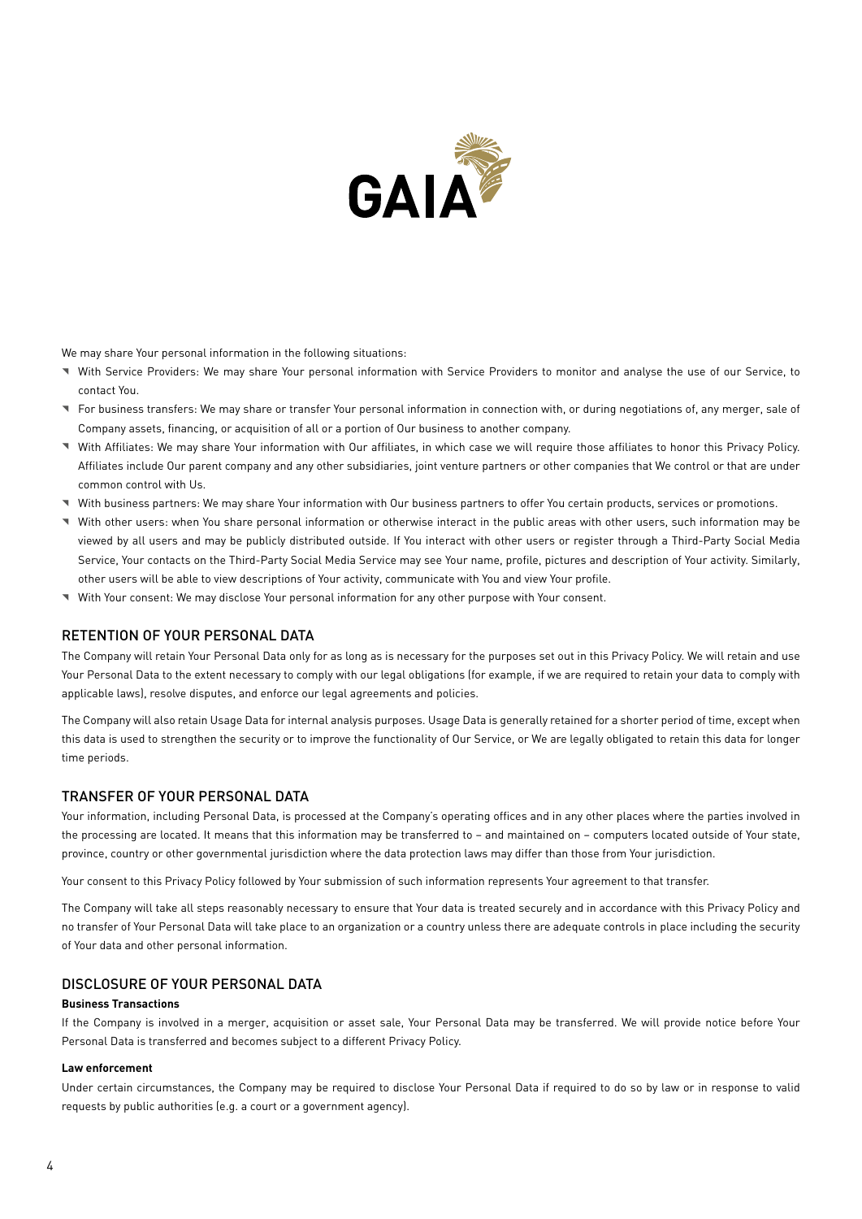We may share Your personal information in the following situations:

- With Service Providers: We may share Your personal information with Service Providers to monitor and analyse the use of our Service, to contact You.
- For business transfers: We may share or transfer Your personal information in connection with, or during negotiations of, any merger, sale of Company assets, financing, or acquisition of all or a portion of Our business to another company.
- With Affiliates: We may share Your information with Our affiliates, in which case we will require those affiliates to honor this Privacy Policy. Affiliates include Our parent company and any other subsidiaries, joint venture partners or other companies that We control or that are under common control with Us.
- With business partners: We may share Your information with Our business partners to offer You certain products, services or promotions.
- With other users: when You share personal information or otherwise interact in the public areas with other users, such information may be viewed by all users and may be publicly distributed outside. If You interact with other users or register through a Third-Party Social Media Service, Your contacts on the Third-Party Social Media Service may see Your name, profile, pictures and description of Your activity. Similarly, other users will be able to view descriptions of Your activity, communicate with You and view Your profile.
- With Your consent: We may disclose Your personal information for any other purpose with Your consent.

## RETENTION OF YOUR PERSONAL DATA

The Company will retain Your Personal Data only for as long as is necessary for the purposes set out in this Privacy Policy. We will retain and use Your Personal Data to the extent necessary to comply with our legal obligations (for example, if we are required to retain your data to comply with applicable laws), resolve disputes, and enforce our legal agreements and policies.

The Company will also retain Usage Data for internal analysis purposes. Usage Data is generally retained for a shorter period of time, except when this data is used to strengthen the security or to improve the functionality of Our Service, or We are legally obligated to retain this data for longer time periods.

## TRANSFER OF YOUR PERSONAL DATA

Your information, including Personal Data, is processed at the Company's operating offices and in any other places where the parties involved in the processing are located. It means that this information may be transferred to – and maintained on – computers located outside of Your state, province, country or other governmental jurisdiction where the data protection laws may differ than those from Your jurisdiction.

Your consent to this Privacy Policy followed by Your submission of such information represents Your agreement to that transfer.

The Company will take all steps reasonably necessary to ensure that Your data is treated securely and in accordance with this Privacy Policy and no transfer of Your Personal Data will take place to an organization or a country unless there are adequate controls in place including the security of Your data and other personal information.

## DISCLOSURE OF YOUR PERSONAL DATA

**Business Transactions**

If the Company is involved in a merger, acquisition or asset sale, Your Personal Data may be transferred. We will provide notice before Your Personal Data is transferred and becomes subject to a different Privacy Policy.

**Law enforcement**

Under certain circumstances, the Company may be required to disclose Your Personal Data if required to do so by law or in response to valid requests by public authorities (e.g. a court or a government agency).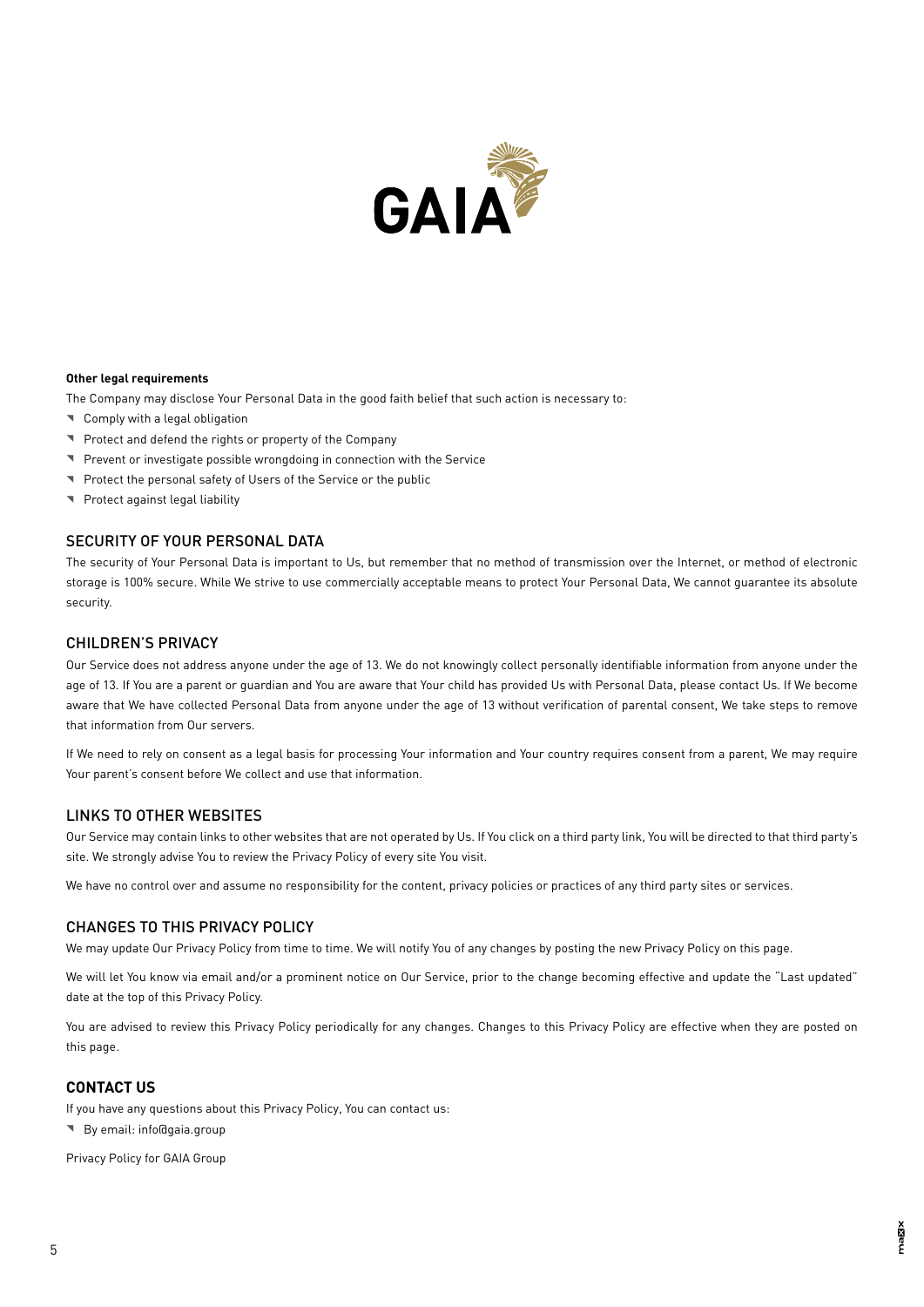**Other legal requirements**

The Company may disclose Your Personal Data in the good faith belief that such action is necessary to:

- Comply with a legal obligation
- Protect and defend the rights or property of the Company
- Prevent or investigate possible wrongdoing in connection with the Service
- Protect the personal safety of Users of the Service or the public
- Protect against legal liability

## SECURITY OF YOUR PERSONAL DATA

The security of Your Personal Data is important to Us, but remember that no method of transmission over the Internet, or method of electronic storage is 100% secure. While We strive to use commercially acceptable means to protect Your Personal Data, We cannot guarantee its absolute security.

## CHILDREN'S PRIVACY

Our Service does not address anyone under the age of 13. We do not knowingly collect personally identifiable information from anyone under the age of 13. If You are a parent or guardian and You are aware that Your child has provided Us with Personal Data, please contact Us. If We become aware that We have collected Personal Data from anyone under the age of 13 without verification of parental consent, We take steps to remove that information from Our servers.

If We need to rely on consent as a legal basis for processing Your information and Your country requires consent from a parent, We may require Your parent's consent before We collect and use that information.

## LINKS TO OTHER WEBSITES

Our Service may contain links to other websites that are not operated by Us. If You click on a third party link, You will be directed to that third party's site. We strongly advise You to review the Privacy Policy of every site You visit.

We have no control over and assume no responsibility for the content, privacy policies or practices of any third party sites or services.

## CHANGES TO THIS PRIVACY POLICY

We may update Our Privacy Policy from time to time. We will notify You of any changes by posting the new Privacy Policy on this page.

We will let You know via email and/or a prominent notice on Our Service, prior to the change becoming effective and update the "Last updated" date at the top of this Privacy Policy.

You are advised to review this Privacy Policy periodically for any changes. Changes to this Privacy Policy are effective when they are posted on this page.

## CONTACT US

If you have any questions about this Privacy Policy, You can contact us:

- By email: info@gaia.group

Privacy Policy for GAIA Group